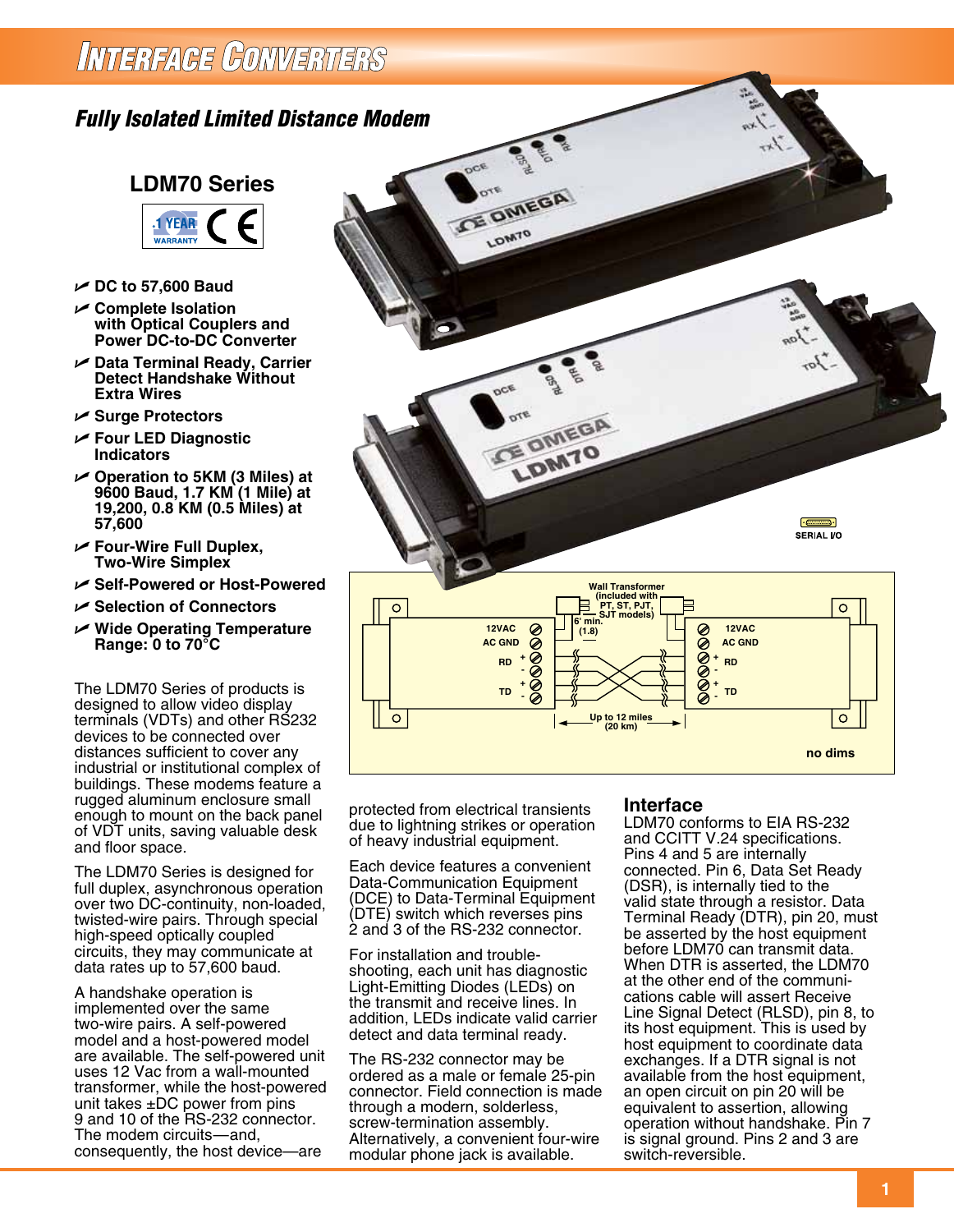# Interface Converters

## *Fully Isolated Limited Distance Modem*

### LDM70 Series

- DC to 57,600 Baud
- Complete Isolation with Optical Couplers and Power DC-to-DC Converter
- Data Terminal Ready, Carrier Detect Handshake Without Extra Wires
- Surge Protectors
- Four LED Diagnostic Indicators
- Operation to 5KM (3 Miles) at 9600 Baud, 1.7 KM (1 Mile) at 19,200, 0.8 KM (0.5 Miles) at 57,600
- Four-Wire Full Duplex, Two-Wire Simplex
- Self-Powered or Host-Powered
- Selection of Connectors
- Wide Operating Temperature Range: 0 to 70°C

The LDM70 Series of products is designed to allow video display terminals (VDTs) and other RS232 devices to be connected over distances sufficient to cover any industrial or institutional complex of buildings. These modems feature a rugged aluminum enclosure small enough to mount on the back panel of VDT units, saving valuable desk and floor space.

The LDM70 Series is designed for full duplex, asynchronous operation over two DC-continuity, non-loaded, twisted-wire pairs. Through special high-speed optically coupled circuits, they may communicate at data rates up to 57,600 baud.

A handshake operation is implemented over the same two-wire pairs. A self-powered model and a host-powered model are available. The self-powered unit uses 12 Vac from a wall-mounted transformer, while the host-powered unit takes ±DC power from pins 9 and 10 of the RS-232 connector. The modem circuits—and, consequently, the host device—are protected from electrical transients due to lightning strikes or operation of heavy industrial equipment.

Each device features a convenient Data-Communication Equipment (DCE) to Data-Terminal Equipment (DTE) switch which reverses pins 2 and 3 of the RS-232 connector.

For installation and trouble-shooting, each unit has diagnostic Light-Emitting Diodes (LEDs) on the transmit and receive lines. In addition, LEDs indicate valid carrier detect and data terminal ready.

The RS-232 connector may be ordered as a male or female 25-pin connector. Field connection is made through a modern, solderless, screw-termination assembly. Alternatively, a convenient four-wire modular phone jack is available.

Wall Transformer (included with PT, ST, PJT, SJT models)

6' min. (1.8)

12VAC, AC GND, RD + -, TD + -

Up to 12 miles (20 km)

no dims

### Interface

LDM70 conforms to EIA RS-232 and CCITT V.24 specifications. Pins 4 and 5 are internally connected. Pin 6, Data Set Ready (DSR), is internally tied to the valid state through a resistor. Data Terminal Ready (DTR), pin 20, must be asserted by the host equipment before LDM70 can transmit data. When DTR is asserted, the LDM70 at the other end of the communi-cations cable will assert Receive Line Signal Detect (RLSD), pin 8, to its host equipment. This is used by host equipment to coordinate data exchanges. If a DTR signal is not available from the host equipment, an open circuit on pin 20 will be equivalent to assertion, allowing operation without handshake. Pin 7 is signal ground. Pins 2 and 3 are switch-reversible.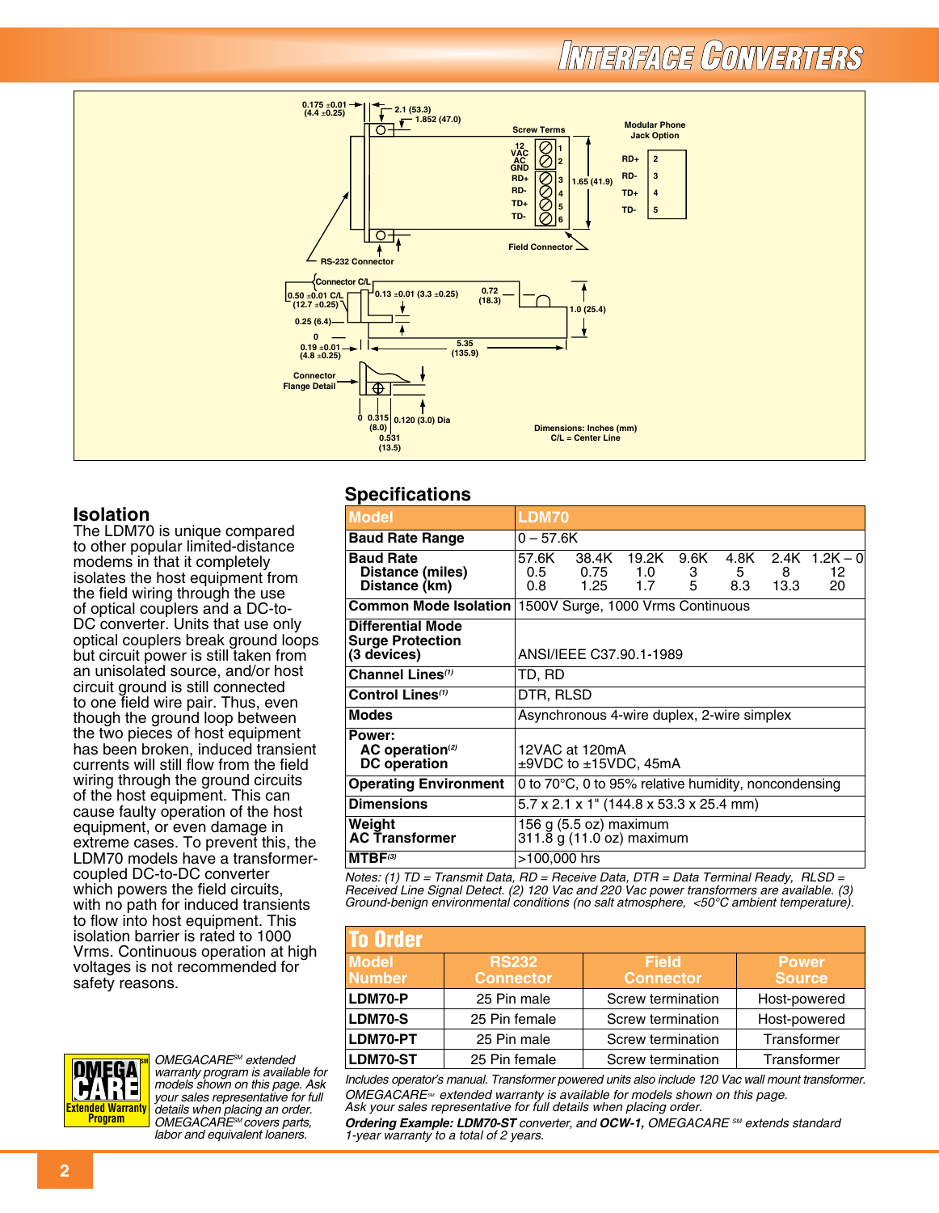## Interface Converters

0.175 ±0.01 (4.4 ±0.25)
2.1 (53.3)
1.852 (47.0)
Screw Terms
Modular Phone Jack Option
12 VAC AC GND
RD+
RD-
TD+
TD-
1
2
3
4
5
6
1.65 (41.9)
RD+ 2
RD- 3
TD+ 4
TD- 5
Field Connector
RS-232 Connector
Connector C/L
0.50 ±0.01 C/L (12.7 ±0.25)
0.13 ±0.01 (3.3 ±0.25)
0.72 (18.3)
1.0 (25.4)
0.25 (6.4)
0
0.19 ±0.01 (4.8 ±0.25)
5.35 (135.9)
Connector Flange Detail
0 0.315 (8.0)
0.120 (3.0) Dia
0.531 (13.5)
Dimensions: Inches (mm)
C/L = Center Line

## Isolation

The LDM70 is unique compared to other popular limited-distance modems in that it completely isolates the host equipment from the field wiring through the use of optical couplers and a DC-to-DC converter. Units that use only optical couplers break ground loops but circuit power is still taken from an unisolated source, and/or host circuit ground is still connected to one field wire pair. Thus, even though the ground loop between the two pieces of host equipment has been broken, induced transient currents will still flow from the field wiring through the ground circuits of the host equipment. This can cause faulty operation of the host equipment, or even damage in extreme cases. To prevent this, the LDM70 models have a transformer-coupled DC-to-DC converter which powers the field circuits, with no path for induced transients to flow into host equipment. This isolation barrier is rated to 1000 Vrms. Continuous operation at high voltages is not recommended for safety reasons.

OMEGA CARE Extended Warranty Program

*OMEGACARE℠ extended warranty program is available for models shown on this page. Ask your sales representative for full details when placing an order. OMEGACARE℠ covers parts, labor and equivalent loaners.*

## Specifications

| Model | LDM70 | | | | | | |
|---|---|---|---|---|---|---|---|
| **Baud Rate Range** | 0 – 57.6K | | | | | | |
| **Baud Rate** | 57.6K | 38.4K | 19.2K | 9.6K | 4.8K | 2.4K | 1.2K – 0 |
| **Distance (miles)** | 0.5 | 0.75 | 1.0 | 3 | 5 | 8 | 12 |
| **Distance (km)** | 0.8 | 1.25 | 1.7 | 5 | 8.3 | 13.3 | 20 |
| **Common Mode Isolation** | 1500V Surge, 1000 Vrms Continuous | | | | | | |
| **Differential Mode Surge Protection (3 devices)** | ANSI/IEEE C37.90.1-1989 | | | | | | |
| **Channel Lines**[1] | TD, RD | | | | | | |
| **Control Lines**[1] | DTR, RLSD | | | | | | |
| **Modes** | Asynchronous 4-wire duplex, 2-wire simplex | | | | | | |
| **Power:** AC operation[2] | 12VAC at 120mA | | | | | | |
| **DC operation** | ±9VDC to ±15VDC, 45mA | | | | | | |
| **Operating Environment** | 0 to 70°C, 0 to 95% relative humidity, noncondensing | | | | | | |
| **Dimensions** | 5.7 x 2.1 x 1" (144.8 x 53.3 x 25.4 mm) | | | | | | |
| **Weight** | 156 g (5.5 oz) maximum | | | | | | |
| **AC Transformer** | 311.8 g (11.0 oz) maximum | | | | | | |
| **MTBF**[3] | >100,000 hrs | | | | | | |

*Notes: (1) TD = Transmit Data, RD = Receive Data, DTR = Data Terminal Ready, RLSD = Received Line Signal Detect. (2) 120 Vac and 220 Vac power transformers are available. (3) Ground-benign environmental conditions (no salt atmosphere, <50°C ambient temperature).*

## To Order

| Model Number | RS232 Connector | Field Connector | Power Source |
|---|---|---|---|
| **LDM70-P** | 25 Pin male | Screw termination | Host-powered |
| **LDM70-S** | 25 Pin female | Screw termination | Host-powered |
| **LDM70-PT** | 25 Pin male | Screw termination | Transformer |
| **LDM70-ST** | 25 Pin female | Screw termination | Transformer |

*Includes operator's manual. Transformer powered units also include 120 Vac wall mount transformer.*
*OMEGACARE℠ extended warranty is available for models shown on this page. Ask your sales representative for full details when placing order.*
***Ordering Example: LDM70-ST** converter, and **OCW-1,** OMEGACARE℠ extends standard 1-year warranty to a total of 2 years.*